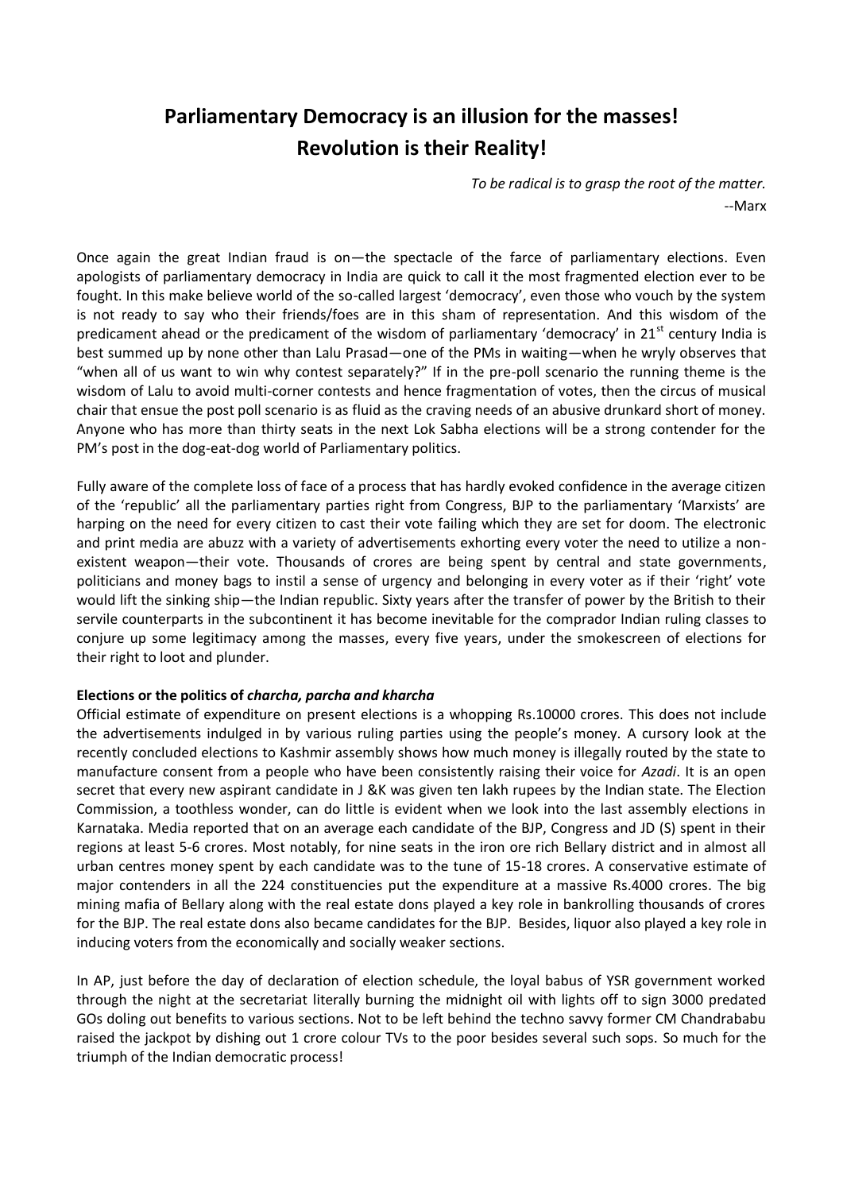# Parliamentary Democracy is an illusion for the masses!
# Revolution is their Reality!

*To be radical is to grasp the root of the matter.*
--Marx

Once again the great Indian fraud is on—the spectacle of the farce of parliamentary elections. Even apologists of parliamentary democracy in India are quick to call it the most fragmented election ever to be fought. In this make believe world of the so-called largest 'democracy', even those who vouch by the system is not ready to say who their friends/foes are in this sham of representation. And this wisdom of the predicament ahead or the predicament of the wisdom of parliamentary 'democracy' in 21st century India is best summed up by none other than Lalu Prasad—one of the PMs in waiting—when he wryly observes that "when all of us want to win why contest separately?" If in the pre-poll scenario the running theme is the wisdom of Lalu to avoid multi-corner contests and hence fragmentation of votes, then the circus of musical chair that ensue the post poll scenario is as fluid as the craving needs of an abusive drunkard short of money. Anyone who has more than thirty seats in the next Lok Sabha elections will be a strong contender for the PM's post in the dog-eat-dog world of Parliamentary politics.

Fully aware of the complete loss of face of a process that has hardly evoked confidence in the average citizen of the 'republic' all the parliamentary parties right from Congress, BJP to the parliamentary 'Marxists' are harping on the need for every citizen to cast their vote failing which they are set for doom. The electronic and print media are abuzz with a variety of advertisements exhorting every voter the need to utilize a non-existent weapon—their vote. Thousands of crores are being spent by central and state governments, politicians and money bags to instil a sense of urgency and belonging in every voter as if their 'right' vote would lift the sinking ship—the Indian republic. Sixty years after the transfer of power by the British to their servile counterparts in the subcontinent it has become inevitable for the comprador Indian ruling classes to conjure up some legitimacy among the masses, every five years, under the smokescreen of elections for their right to loot and plunder.

**Elections or the politics of *charcha, parcha and kharcha***

Official estimate of expenditure on present elections is a whopping Rs.10000 crores. This does not include the advertisements indulged in by various ruling parties using the people's money. A cursory look at the recently concluded elections to Kashmir assembly shows how much money is illegally routed by the state to manufacture consent from a people who have been consistently raising their voice for *Azadi*. It is an open secret that every new aspirant candidate in J &K was given ten lakh rupees by the Indian state. The Election Commission, a toothless wonder, can do little is evident when we look into the last assembly elections in Karnataka. Media reported that on an average each candidate of the BJP, Congress and JD (S) spent in their regions at least 5-6 crores. Most notably, for nine seats in the iron ore rich Bellary district and in almost all urban centres money spent by each candidate was to the tune of 15-18 crores. A conservative estimate of major contenders in all the 224 constituencies put the expenditure at a massive Rs.4000 crores. The big mining mafia of Bellary along with the real estate dons played a key role in bankrolling thousands of crores for the BJP. The real estate dons also became candidates for the BJP. Besides, liquor also played a key role in inducing voters from the economically and socially weaker sections.

In AP, just before the day of declaration of election schedule, the loyal babus of YSR government worked through the night at the secretariat literally burning the midnight oil with lights off to sign 3000 predated GOs doling out benefits to various sections. Not to be left behind the techno savvy former CM Chandrababu raised the jackpot by dishing out 1 crore colour TVs to the poor besides several such sops. So much for the triumph of the Indian democratic process!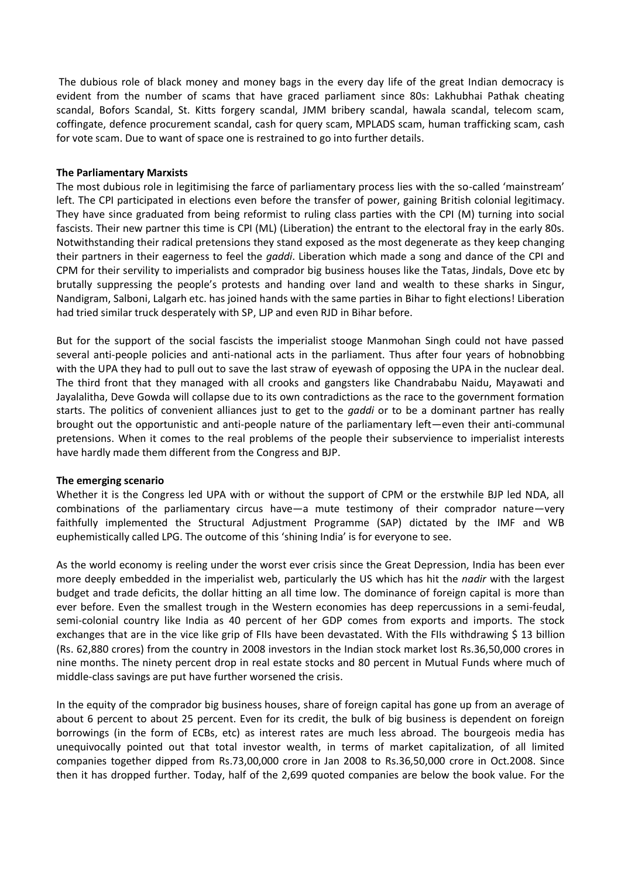The dubious role of black money and money bags in the every day life of the great Indian democracy is evident from the number of scams that have graced parliament since 80s: Lakhubhai Pathak cheating scandal, Bofors Scandal, St. Kitts forgery scandal, JMM bribery scandal, hawala scandal, telecom scam, coffingate, defence procurement scandal, cash for query scam, MPLADS scam, human trafficking scam, cash for vote scam. Due to want of space one is restrained to go into further details.

**The Parliamentary Marxists**

The most dubious role in legitimising the farce of parliamentary process lies with the so-called 'mainstream' left. The CPI participated in elections even before the transfer of power, gaining British colonial legitimacy. They have since graduated from being reformist to ruling class parties with the CPI (M) turning into social fascists. Their new partner this time is CPI (ML) (Liberation) the entrant to the electoral fray in the early 80s. Notwithstanding their radical pretensions they stand exposed as the most degenerate as they keep changing their partners in their eagerness to feel the *gaddi*. Liberation which made a song and dance of the CPI and CPM for their servility to imperialists and comprador big business houses like the Tatas, Jindals, Dove etc by brutally suppressing the people's protests and handing over land and wealth to these sharks in Singur, Nandigram, Salboni, Lalgarh etc. has joined hands with the same parties in Bihar to fight elections! Liberation had tried similar truck desperately with SP, LJP and even RJD in Bihar before.

But for the support of the social fascists the imperialist stooge Manmohan Singh could not have passed several anti-people policies and anti-national acts in the parliament. Thus after four years of hobnobbing with the UPA they had to pull out to save the last straw of eyewash of opposing the UPA in the nuclear deal. The third front that they managed with all crooks and gangsters like Chandrababu Naidu, Mayawati and Jayalalitha, Deve Gowda will collapse due to its own contradictions as the race to the government formation starts. The politics of convenient alliances just to get to the *gaddi* or to be a dominant partner has really brought out the opportunistic and anti-people nature of the parliamentary left—even their anti-communal pretensions. When it comes to the real problems of the people their subservience to imperialist interests have hardly made them different from the Congress and BJP.

**The emerging scenario**

Whether it is the Congress led UPA with or without the support of CPM or the erstwhile BJP led NDA, all combinations of the parliamentary circus have—a mute testimony of their comprador nature—very faithfully implemented the Structural Adjustment Programme (SAP) dictated by the IMF and WB euphemistically called LPG. The outcome of this 'shining India' is for everyone to see.

As the world economy is reeling under the worst ever crisis since the Great Depression, India has been ever more deeply embedded in the imperialist web, particularly the US which has hit the *nadir* with the largest budget and trade deficits, the dollar hitting an all time low. The dominance of foreign capital is more than ever before. Even the smallest trough in the Western economies has deep repercussions in a semi-feudal, semi-colonial country like India as 40 percent of her GDP comes from exports and imports. The stock exchanges that are in the vice like grip of FIIs have been devastated. With the FIIs withdrawing $ 13 billion (Rs. 62,880 crores) from the country in 2008 investors in the Indian stock market lost Rs.36,50,000 crores in nine months. The ninety percent drop in real estate stocks and 80 percent in Mutual Funds where much of middle-class savings are put have further worsened the crisis.

In the equity of the comprador big business houses, share of foreign capital has gone up from an average of about 6 percent to about 25 percent. Even for its credit, the bulk of big business is dependent on foreign borrowings (in the form of ECBs, etc) as interest rates are much less abroad. The bourgeois media has unequivocally pointed out that total investor wealth, in terms of market capitalization, of all limited companies together dipped from Rs.73,00,000 crore in Jan 2008 to Rs.36,50,000 crore in Oct.2008. Since then it has dropped further. Today, half of the 2,699 quoted companies are below the book value. For the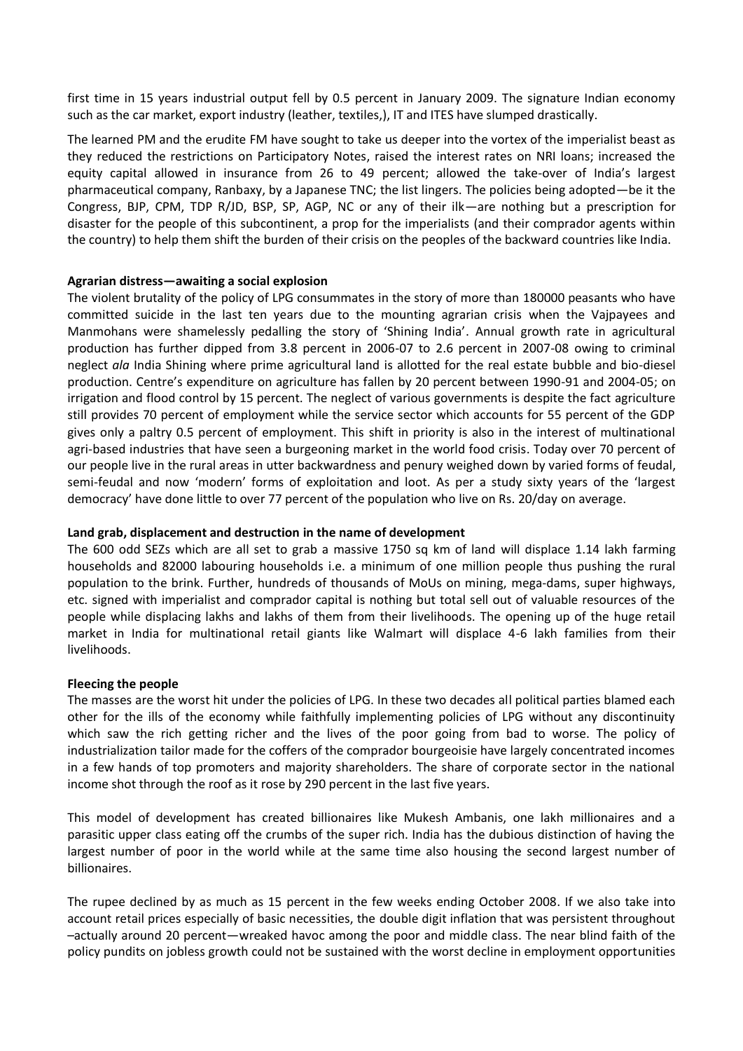first time in 15 years industrial output fell by 0.5 percent in January 2009. The signature Indian economy such as the car market, export industry (leather, textiles,), IT and ITES have slumped drastically.

The learned PM and the erudite FM have sought to take us deeper into the vortex of the imperialist beast as they reduced the restrictions on Participatory Notes, raised the interest rates on NRI loans; increased the equity capital allowed in insurance from 26 to 49 percent; allowed the take-over of India's largest pharmaceutical company, Ranbaxy, by a Japanese TNC; the list lingers. The policies being adopted—be it the Congress, BJP, CPM, TDP R/JD, BSP, SP, AGP, NC or any of their ilk—are nothing but a prescription for disaster for the people of this subcontinent, a prop for the imperialists (and their comprador agents within the country) to help them shift the burden of their crisis on the peoples of the backward countries like India.

**Agrarian distress—awaiting a social explosion**

The violent brutality of the policy of LPG consummates in the story of more than 180000 peasants who have committed suicide in the last ten years due to the mounting agrarian crisis when the Vajpayees and Manmohans were shamelessly pedalling the story of 'Shining India'. Annual growth rate in agricultural production has further dipped from 3.8 percent in 2006-07 to 2.6 percent in 2007-08 owing to criminal neglect *ala* India Shining where prime agricultural land is allotted for the real estate bubble and bio-diesel production. Centre's expenditure on agriculture has fallen by 20 percent between 1990-91 and 2004-05; on irrigation and flood control by 15 percent. The neglect of various governments is despite the fact agriculture still provides 70 percent of employment while the service sector which accounts for 55 percent of the GDP gives only a paltry 0.5 percent of employment. This shift in priority is also in the interest of multinational agri-based industries that have seen a burgeoning market in the world food crisis. Today over 70 percent of our people live in the rural areas in utter backwardness and penury weighed down by varied forms of feudal, semi-feudal and now 'modern' forms of exploitation and loot. As per a study sixty years of the 'largest democracy' have done little to over 77 percent of the population who live on Rs. 20/day on average.

**Land grab, displacement and destruction in the name of development**

The 600 odd SEZs which are all set to grab a massive 1750 sq km of land will displace 1.14 lakh farming households and 82000 labouring households i.e. a minimum of one million people thus pushing the rural population to the brink. Further, hundreds of thousands of MoUs on mining, mega-dams, super highways, etc. signed with imperialist and comprador capital is nothing but total sell out of valuable resources of the people while displacing lakhs and lakhs of them from their livelihoods. The opening up of the huge retail market in India for multinational retail giants like Walmart will displace 4-6 lakh families from their livelihoods.

**Fleecing the people**

The masses are the worst hit under the policies of LPG. In these two decades all political parties blamed each other for the ills of the economy while faithfully implementing policies of LPG without any discontinuity which saw the rich getting richer and the lives of the poor going from bad to worse. The policy of industrialization tailor made for the coffers of the comprador bourgeoisie have largely concentrated incomes in a few hands of top promoters and majority shareholders. The share of corporate sector in the national income shot through the roof as it rose by 290 percent in the last five years.

This model of development has created billionaires like Mukesh Ambanis, one lakh millionaires and a parasitic upper class eating off the crumbs of the super rich. India has the dubious distinction of having the largest number of poor in the world while at the same time also housing the second largest number of billionaires.

The rupee declined by as much as 15 percent in the few weeks ending October 2008. If we also take into account retail prices especially of basic necessities, the double digit inflation that was persistent throughout –actually around 20 percent—wreaked havoc among the poor and middle class. The near blind faith of the policy pundits on jobless growth could not be sustained with the worst decline in employment opportunities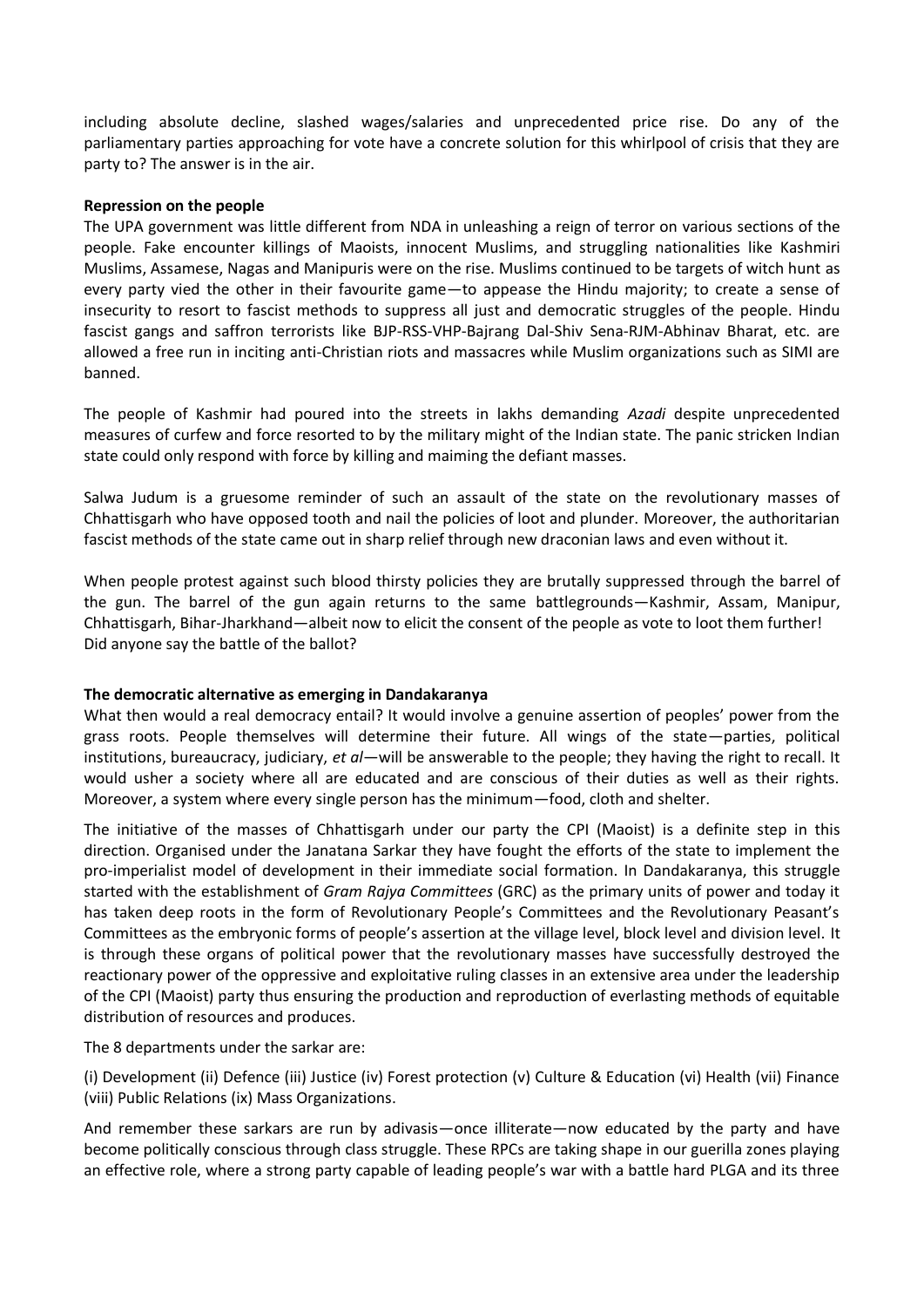including absolute decline, slashed wages/salaries and unprecedented price rise. Do any of the parliamentary parties approaching for vote have a concrete solution for this whirlpool of crisis that they are party to? The answer is in the air.

**Repression on the people**

The UPA government was little different from NDA in unleashing a reign of terror on various sections of the people. Fake encounter killings of Maoists, innocent Muslims, and struggling nationalities like Kashmiri Muslims, Assamese, Nagas and Manipuris were on the rise. Muslims continued to be targets of witch hunt as every party vied the other in their favourite game—to appease the Hindu majority; to create a sense of insecurity to resort to fascist methods to suppress all just and democratic struggles of the people. Hindu fascist gangs and saffron terrorists like BJP-RSS-VHP-Bajrang Dal-Shiv Sena-RJM-Abhinav Bharat, etc. are allowed a free run in inciting anti-Christian riots and massacres while Muslim organizations such as SIMI are banned.

The people of Kashmir had poured into the streets in lakhs demanding *Azadi* despite unprecedented measures of curfew and force resorted to by the military might of the Indian state. The panic stricken Indian state could only respond with force by killing and maiming the defiant masses.

Salwa Judum is a gruesome reminder of such an assault of the state on the revolutionary masses of Chhattisgarh who have opposed tooth and nail the policies of loot and plunder. Moreover, the authoritarian fascist methods of the state came out in sharp relief through new draconian laws and even without it.

When people protest against such blood thirsty policies they are brutally suppressed through the barrel of the gun. The barrel of the gun again returns to the same battlegrounds—Kashmir, Assam, Manipur, Chhattisgarh, Bihar-Jharkhand—albeit now to elicit the consent of the people as vote to loot them further! Did anyone say the battle of the ballot?

**The democratic alternative as emerging in Dandakaranya**

What then would a real democracy entail? It would involve a genuine assertion of peoples' power from the grass roots. People themselves will determine their future. All wings of the state—parties, political institutions, bureaucracy, judiciary, *et al*—will be answerable to the people; they having the right to recall. It would usher a society where all are educated and are conscious of their duties as well as their rights. Moreover, a system where every single person has the minimum—food, cloth and shelter.

The initiative of the masses of Chhattisgarh under our party the CPI (Maoist) is a definite step in this direction. Organised under the Janatana Sarkar they have fought the efforts of the state to implement the pro-imperialist model of development in their immediate social formation. In Dandakaranya, this struggle started with the establishment of *Gram Rajya Committees* (GRC) as the primary units of power and today it has taken deep roots in the form of Revolutionary People's Committees and the Revolutionary Peasant's Committees as the embryonic forms of people's assertion at the village level, block level and division level. It is through these organs of political power that the revolutionary masses have successfully destroyed the reactionary power of the oppressive and exploitative ruling classes in an extensive area under the leadership of the CPI (Maoist) party thus ensuring the production and reproduction of everlasting methods of equitable distribution of resources and produces.

The 8 departments under the sarkar are:

(i) Development (ii) Defence (iii) Justice (iv) Forest protection (v) Culture & Education (vi) Health (vii) Finance (viii) Public Relations (ix) Mass Organizations.

And remember these sarkars are run by adivasis—once illiterate—now educated by the party and have become politically conscious through class struggle. These RPCs are taking shape in our guerilla zones playing an effective role, where a strong party capable of leading people's war with a battle hard PLGA and its three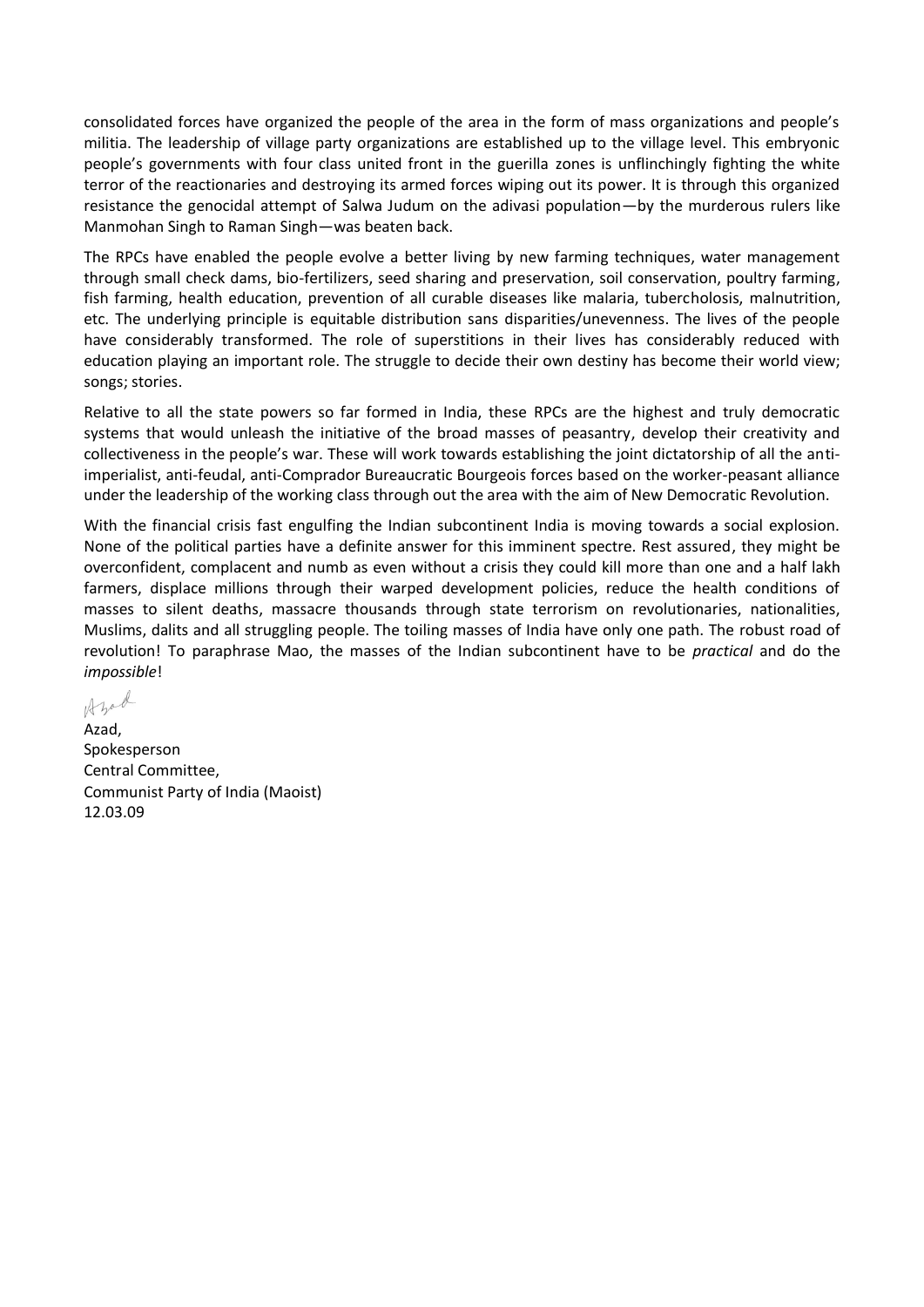consolidated forces have organized the people of the area in the form of mass organizations and people's militia. The leadership of village party organizations are established up to the village level. This embryonic people's governments with four class united front in the guerilla zones is unflinchingly fighting the white terror of the reactionaries and destroying its armed forces wiping out its power. It is through this organized resistance the genocidal attempt of Salwa Judum on the adivasi population—by the murderous rulers like Manmohan Singh to Raman Singh—was beaten back.

The RPCs have enabled the people evolve a better living by new farming techniques, water management through small check dams, bio-fertilizers, seed sharing and preservation, soil conservation, poultry farming, fish farming, health education, prevention of all curable diseases like malaria, tubercholosis, malnutrition, etc. The underlying principle is equitable distribution sans disparities/unevenness. The lives of the people have considerably transformed. The role of superstitions in their lives has considerably reduced with education playing an important role. The struggle to decide their own destiny has become their world view; songs; stories.

Relative to all the state powers so far formed in India, these RPCs are the highest and truly democratic systems that would unleash the initiative of the broad masses of peasantry, develop their creativity and collectiveness in the people's war. These will work towards establishing the joint dictatorship of all the anti-imperialist, anti-feudal, anti-Comprador Bureaucratic Bourgeois forces based on the worker-peasant alliance under the leadership of the working class through out the area with the aim of New Democratic Revolution.

With the financial crisis fast engulfing the Indian subcontinent India is moving towards a social explosion. None of the political parties have a definite answer for this imminent spectre. Rest assured, they might be overconfident, complacent and numb as even without a crisis they could kill more than one and a half lakh farmers, displace millions through their warped development policies, reduce the health conditions of masses to silent deaths, massacre thousands through state terrorism on revolutionaries, nationalities, Muslims, dalits and all struggling people. The toiling masses of India have only one path. The robust road of revolution! To paraphrase Mao, the masses of the Indian subcontinent have to be *practical* and do the *impossible*!

Azad

Azad,
Spokesperson
Central Committee,
Communist Party of India (Maoist)
12.03.09